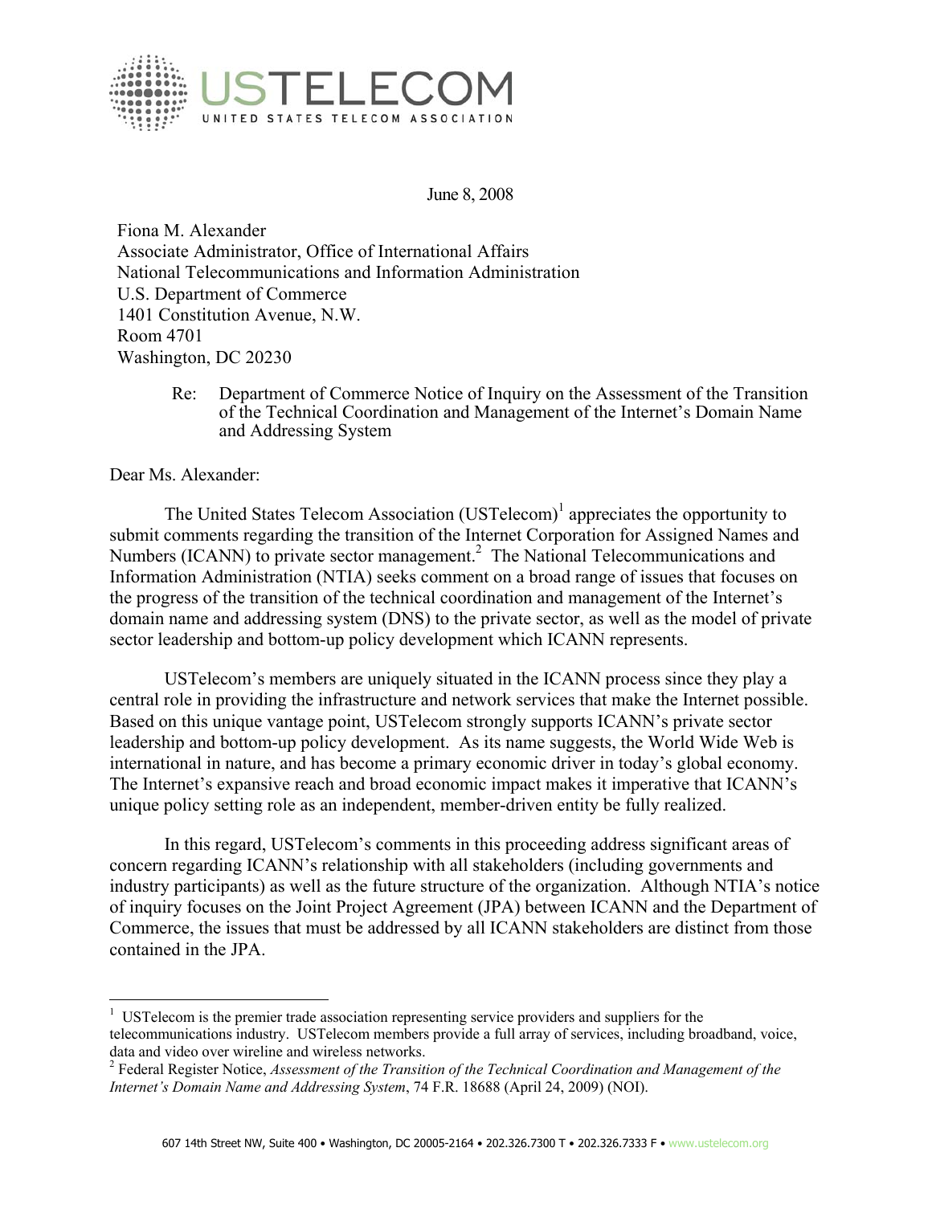June 8, 2008

Fiona M. Alexander
Associate Administrator, Office of International Affairs
National Telecommunications and Information Administration
U.S. Department of Commerce
1401 Constitution Avenue, N.W.
Room 4701
Washington, DC 20230

Re: Department of Commerce Notice of Inquiry on the Assessment of the Transition of the Technical Coordination and Management of the Internet's Domain Name and Addressing System

Dear Ms. Alexander:

The United States Telecom Association (USTelecom)[1] appreciates the opportunity to submit comments regarding the transition of the Internet Corporation for Assigned Names and Numbers (ICANN) to private sector management.[2] The National Telecommunications and Information Administration (NTIA) seeks comment on a broad range of issues that focuses on the progress of the transition of the technical coordination and management of the Internet's domain name and addressing system (DNS) to the private sector, as well as the model of private sector leadership and bottom-up policy development which ICANN represents.

USTelecom's members are uniquely situated in the ICANN process since they play a central role in providing the infrastructure and network services that make the Internet possible. Based on this unique vantage point, USTelecom strongly supports ICANN's private sector leadership and bottom-up policy development. As its name suggests, the World Wide Web is international in nature, and has become a primary economic driver in today's global economy. The Internet's expansive reach and broad economic impact makes it imperative that ICANN's unique policy setting role as an independent, member-driven entity be fully realized.

In this regard, USTelecom's comments in this proceeding address significant areas of concern regarding ICANN's relationship with all stakeholders (including governments and industry participants) as well as the future structure of the organization. Although NTIA's notice of inquiry focuses on the Joint Project Agreement (JPA) between ICANN and the Department of Commerce, the issues that must be addressed by all ICANN stakeholders are distinct from those contained in the JPA.

---

[1] USTelecom is the premier trade association representing service providers and suppliers for the telecommunications industry. USTelecom members provide a full array of services, including broadband, voice, data and video over wireline and wireless networks.

[2] Federal Register Notice, *Assessment of the Transition of the Technical Coordination and Management of the Internet's Domain Name and Addressing System*, 74 F.R. 18688 (April 24, 2009) (NOI).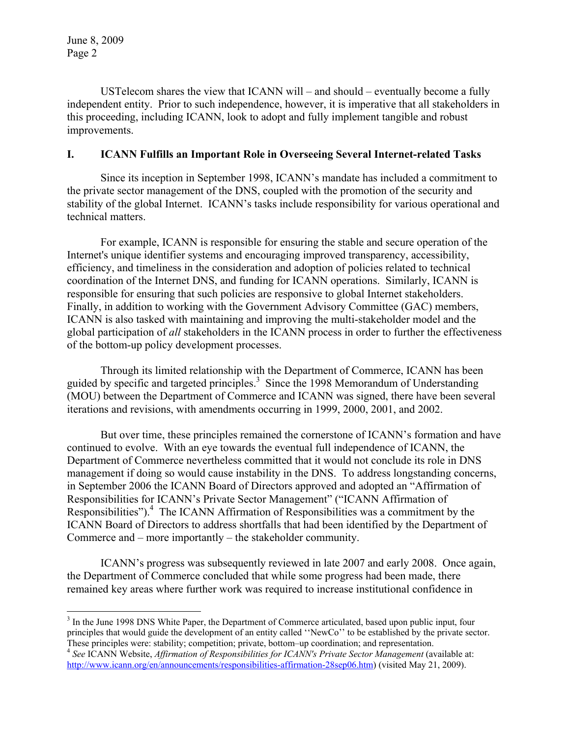USTelecom shares the view that ICANN will – and should – eventually become a fully independent entity. Prior to such independence, however, it is imperative that all stakeholders in this proceeding, including ICANN, look to adopt and fully implement tangible and robust improvements.

## I. ICANN Fulfills an Important Role in Overseeing Several Internet-related Tasks

Since its inception in September 1998, ICANN's mandate has included a commitment to the private sector management of the DNS, coupled with the promotion of the security and stability of the global Internet. ICANN's tasks include responsibility for various operational and technical matters.

For example, ICANN is responsible for ensuring the stable and secure operation of the Internet's unique identifier systems and encouraging improved transparency, accessibility, efficiency, and timeliness in the consideration and adoption of policies related to technical coordination of the Internet DNS, and funding for ICANN operations. Similarly, ICANN is responsible for ensuring that such policies are responsive to global Internet stakeholders. Finally, in addition to working with the Government Advisory Committee (GAC) members, ICANN is also tasked with maintaining and improving the multi-stakeholder model and the global participation of *all* stakeholders in the ICANN process in order to further the effectiveness of the bottom-up policy development processes.

Through its limited relationship with the Department of Commerce, ICANN has been guided by specific and targeted principles.[3] Since the 1998 Memorandum of Understanding (MOU) between the Department of Commerce and ICANN was signed, there have been several iterations and revisions, with amendments occurring in 1999, 2000, 2001, and 2002.

But over time, these principles remained the cornerstone of ICANN's formation and have continued to evolve. With an eye towards the eventual full independence of ICANN, the Department of Commerce nevertheless committed that it would not conclude its role in DNS management if doing so would cause instability in the DNS. To address longstanding concerns, in September 2006 the ICANN Board of Directors approved and adopted an "Affirmation of Responsibilities for ICANN's Private Sector Management" ("ICANN Affirmation of Responsibilities").[4] The ICANN Affirmation of Responsibilities was a commitment by the ICANN Board of Directors to address shortfalls that had been identified by the Department of Commerce and – more importantly – the stakeholder community.

ICANN's progress was subsequently reviewed in late 2007 and early 2008. Once again, the Department of Commerce concluded that while some progress had been made, there remained key areas where further work was required to increase institutional confidence in

---

[3] In the June 1998 DNS White Paper, the Department of Commerce articulated, based upon public input, four principles that would guide the development of an entity called ''NewCo'' to be established by the private sector. These principles were: stability; competition; private, bottom–up coordination; and representation.

[4] *See* ICANN Website, *Affirmation of Responsibilities for ICANN's Private Sector Management* (available at: http://www.icann.org/en/announcements/responsibilities-affirmation-28sep06.htm) (visited May 21, 2009).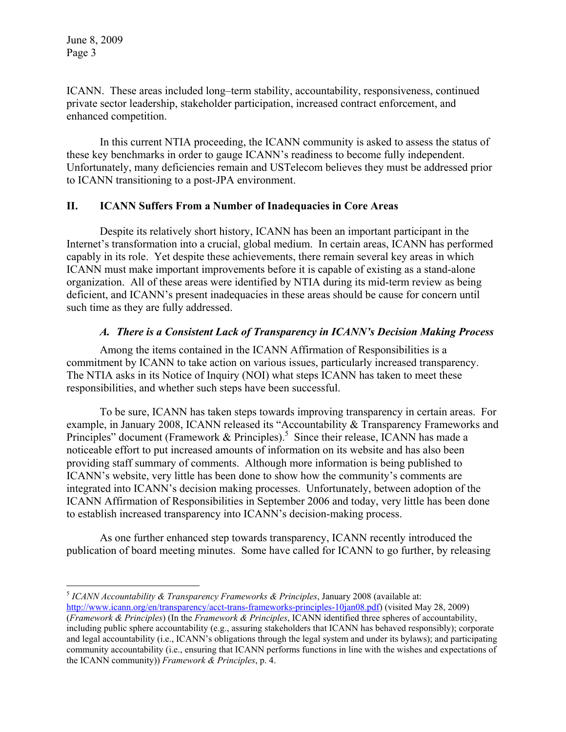ICANN. These areas included long–term stability, accountability, responsiveness, continued private sector leadership, stakeholder participation, increased contract enforcement, and enhanced competition.

In this current NTIA proceeding, the ICANN community is asked to assess the status of these key benchmarks in order to gauge ICANN's readiness to become fully independent. Unfortunately, many deficiencies remain and USTelecom believes they must be addressed prior to ICANN transitioning to a post-JPA environment.

## II. ICANN Suffers From a Number of Inadequacies in Core Areas

Despite its relatively short history, ICANN has been an important participant in the Internet's transformation into a crucial, global medium. In certain areas, ICANN has performed capably in its role. Yet despite these achievements, there remain several key areas in which ICANN must make important improvements before it is capable of existing as a stand-alone organization. All of these areas were identified by NTIA during its mid-term review as being deficient, and ICANN's present inadequacies in these areas should be cause for concern until such time as they are fully addressed.

### *A. There is a Consistent Lack of Transparency in ICANN's Decision Making Process*

Among the items contained in the ICANN Affirmation of Responsibilities is a commitment by ICANN to take action on various issues, particularly increased transparency. The NTIA asks in its Notice of Inquiry (NOI) what steps ICANN has taken to meet these responsibilities, and whether such steps have been successful.

To be sure, ICANN has taken steps towards improving transparency in certain areas. For example, in January 2008, ICANN released its "Accountability & Transparency Frameworks and Principles" document (Framework & Principles).[5] Since their release, ICANN has made a noticeable effort to put increased amounts of information on its website and has also been providing staff summary of comments. Although more information is being published to ICANN's website, very little has been done to show how the community's comments are integrated into ICANN's decision making processes. Unfortunately, between adoption of the ICANN Affirmation of Responsibilities in September 2006 and today, very little has been done to establish increased transparency into ICANN's decision-making process.

As one further enhanced step towards transparency, ICANN recently introduced the publication of board meeting minutes. Some have called for ICANN to go further, by releasing

---

[5] *ICANN Accountability & Transparency Frameworks & Principles*, January 2008 (available at: http://www.icann.org/en/transparency/acct-trans-frameworks-principles-10jan08.pdf) (visited May 28, 2009) (*Framework & Principles*) (In the *Framework & Principles*, ICANN identified three spheres of accountability, including public sphere accountability (e.g., assuring stakeholders that ICANN has behaved responsibly); corporate and legal accountability (i.e., ICANN's obligations through the legal system and under its bylaws); and participating community accountability (i.e., ensuring that ICANN performs functions in line with the wishes and expectations of the ICANN community)) *Framework & Principles*, p. 4.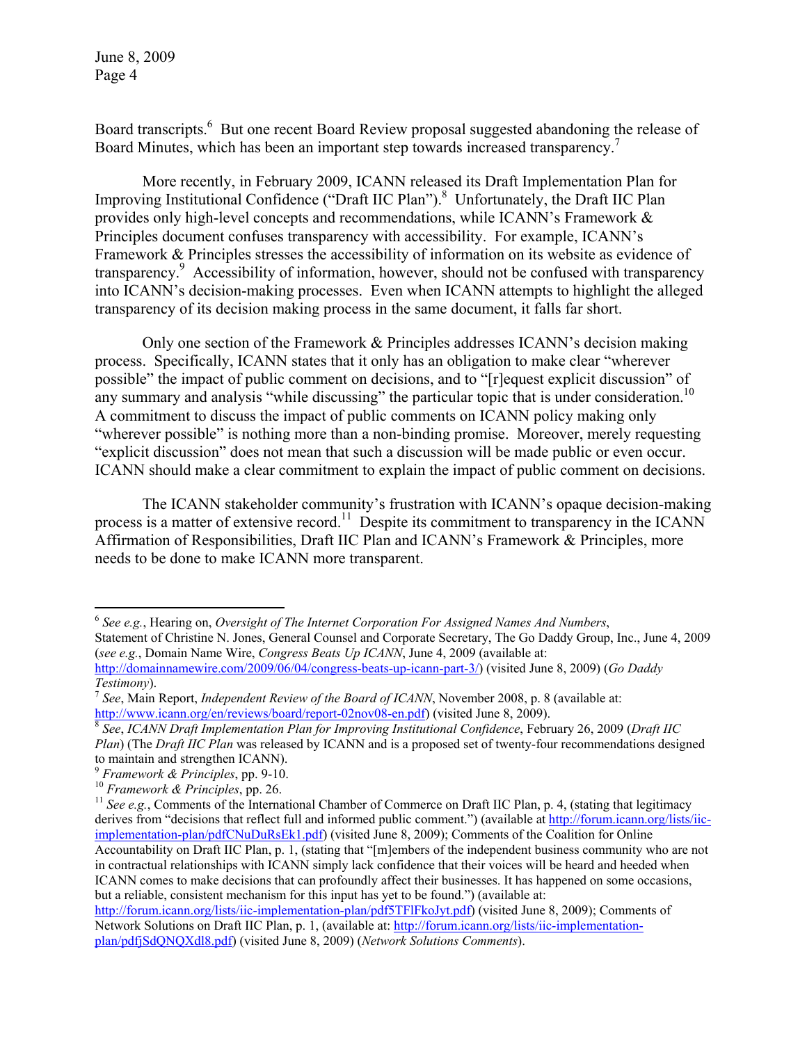Board transcripts.[6] But one recent Board Review proposal suggested abandoning the release of Board Minutes, which has been an important step towards increased transparency.[7]

More recently, in February 2009, ICANN released its Draft Implementation Plan for Improving Institutional Confidence ("Draft IIC Plan").[8] Unfortunately, the Draft IIC Plan provides only high-level concepts and recommendations, while ICANN's Framework & Principles document confuses transparency with accessibility. For example, ICANN's Framework & Principles stresses the accessibility of information on its website as evidence of transparency.[9] Accessibility of information, however, should not be confused with transparency into ICANN's decision-making processes. Even when ICANN attempts to highlight the alleged transparency of its decision making process in the same document, it falls far short.

Only one section of the Framework & Principles addresses ICANN's decision making process. Specifically, ICANN states that it only has an obligation to make clear "wherever possible" the impact of public comment on decisions, and to "[r]equest explicit discussion" of any summary and analysis "while discussing" the particular topic that is under consideration.[10] A commitment to discuss the impact of public comments on ICANN policy making only "wherever possible" is nothing more than a non-binding promise. Moreover, merely requesting "explicit discussion" does not mean that such a discussion will be made public or even occur. ICANN should make a clear commitment to explain the impact of public comment on decisions.

The ICANN stakeholder community's frustration with ICANN's opaque decision-making process is a matter of extensive record.[11] Despite its commitment to transparency in the ICANN Affirmation of Responsibilities, Draft IIC Plan and ICANN's Framework & Principles, more needs to be done to make ICANN more transparent.

---

[6] *See e.g.*, Hearing on, *Oversight of The Internet Corporation For Assigned Names And Numbers*, Statement of Christine N. Jones, General Counsel and Corporate Secretary, The Go Daddy Group, Inc., June 4, 2009 (*see e.g.*, Domain Name Wire, *Congress Beats Up ICANN*, June 4, 2009 (available at: http://domainnamewire.com/2009/06/04/congress-beats-up-icann-part-3/) (visited June 8, 2009) (*Go Daddy Testimony*).

[7] *See*, Main Report, *Independent Review of the Board of ICANN*, November 2008, p. 8 (available at: http://www.icann.org/en/reviews/board/report-02nov08-en.pdf) (visited June 8, 2009).

[8] *See*, *ICANN Draft Implementation Plan for Improving Institutional Confidence*, February 26, 2009 (*Draft IIC Plan*) (The *Draft IIC Plan* was released by ICANN and is a proposed set of twenty-four recommendations designed to maintain and strengthen ICANN).

[9] *Framework & Principles*, pp. 9-10.

[10] *Framework & Principles*, pp. 26.

[11] *See e.g.*, Comments of the International Chamber of Commerce on Draft IIC Plan, p. 4, (stating that legitimacy derives from "decisions that reflect full and informed public comment.") (available at http://forum.icann.org/lists/iic-implementation-plan/pdfCNuDuRsEk1.pdf) (visited June 8, 2009); Comments of the Coalition for Online Accountability on Draft IIC Plan, p. 1, (stating that "[m]embers of the independent business community who are not in contractual relationships with ICANN simply lack confidence that their voices will be heard and heeded when ICANN comes to make decisions that can profoundly affect their businesses. It has happened on some occasions, but a reliable, consistent mechanism for this input has yet to be found.") (available at: http://forum.icann.org/lists/iic-implementation-plan/pdf5TFlFkoJyt.pdf) (visited June 8, 2009); Comments of Network Solutions on Draft IIC Plan, p. 1, (available at: http://forum.icann.org/lists/iic-implementation-plan/pdfjSdQNQXdl8.pdf) (visited June 8, 2009) (*Network Solutions Comments*).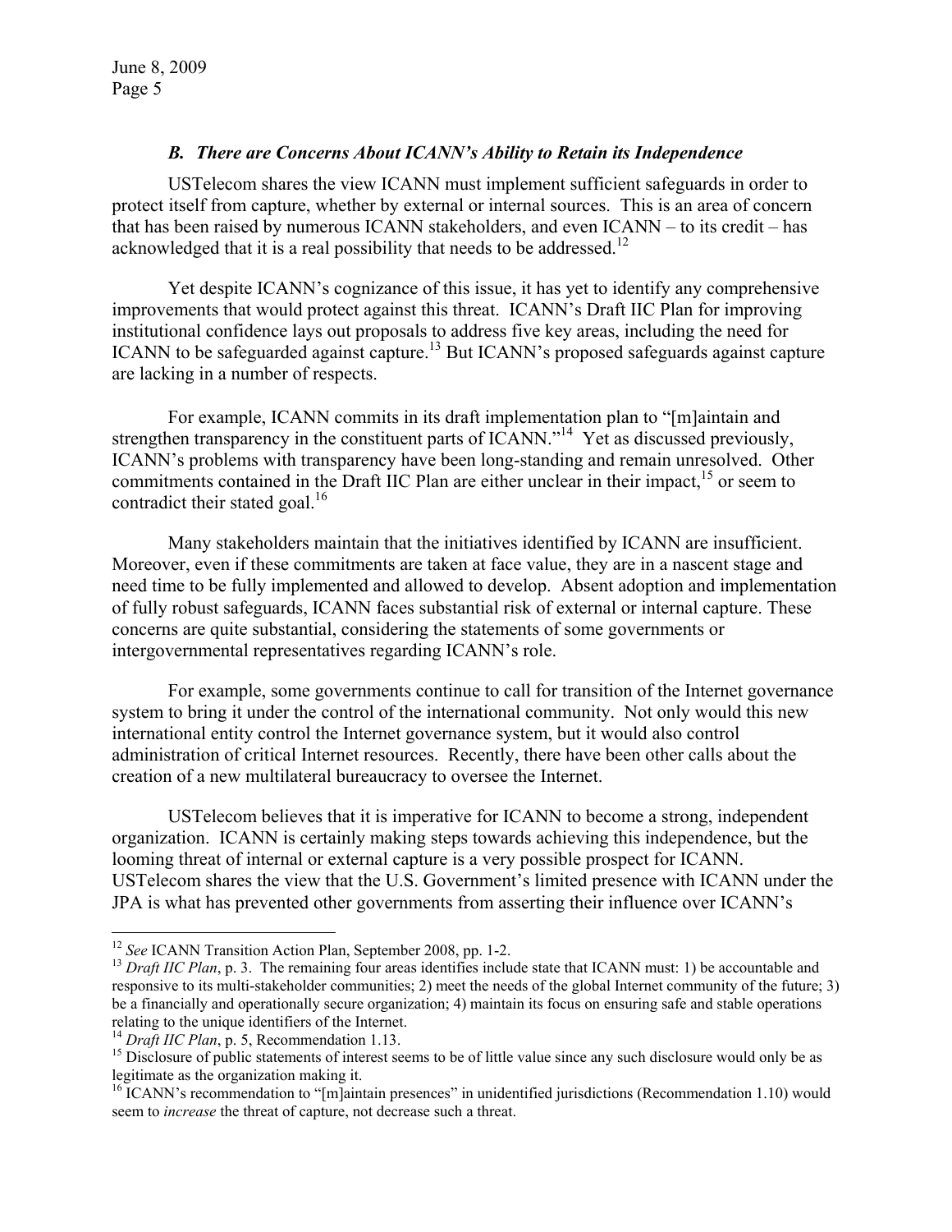### *B. There are Concerns About ICANN's Ability to Retain its Independence*

USTelecom shares the view ICANN must implement sufficient safeguards in order to protect itself from capture, whether by external or internal sources. This is an area of concern that has been raised by numerous ICANN stakeholders, and even ICANN – to its credit – has acknowledged that it is a real possibility that needs to be addressed.[12]

Yet despite ICANN's cognizance of this issue, it has yet to identify any comprehensive improvements that would protect against this threat. ICANN's Draft IIC Plan for improving institutional confidence lays out proposals to address five key areas, including the need for ICANN to be safeguarded against capture.[13] But ICANN's proposed safeguards against capture are lacking in a number of respects.

For example, ICANN commits in its draft implementation plan to "[m]aintain and strengthen transparency in the constituent parts of ICANN."[14] Yet as discussed previously, ICANN's problems with transparency have been long-standing and remain unresolved. Other commitments contained in the Draft IIC Plan are either unclear in their impact,[15] or seem to contradict their stated goal.[16]

Many stakeholders maintain that the initiatives identified by ICANN are insufficient. Moreover, even if these commitments are taken at face value, they are in a nascent stage and need time to be fully implemented and allowed to develop. Absent adoption and implementation of fully robust safeguards, ICANN faces substantial risk of external or internal capture. These concerns are quite substantial, considering the statements of some governments or intergovernmental representatives regarding ICANN's role.

For example, some governments continue to call for transition of the Internet governance system to bring it under the control of the international community. Not only would this new international entity control the Internet governance system, but it would also control administration of critical Internet resources. Recently, there have been other calls about the creation of a new multilateral bureaucracy to oversee the Internet.

USTelecom believes that it is imperative for ICANN to become a strong, independent organization. ICANN is certainly making steps towards achieving this independence, but the looming threat of internal or external capture is a very possible prospect for ICANN. USTelecom shares the view that the U.S. Government's limited presence with ICANN under the JPA is what has prevented other governments from asserting their influence over ICANN's

---

[12] *See* ICANN Transition Action Plan, September 2008, pp. 1-2.

[13] *Draft IIC Plan*, p. 3. The remaining four areas identifies include state that ICANN must: 1) be accountable and responsive to its multi-stakeholder communities; 2) meet the needs of the global Internet community of the future; 3) be a financially and operationally secure organization; 4) maintain its focus on ensuring safe and stable operations relating to the unique identifiers of the Internet.

[14] *Draft IIC Plan*, p. 5, Recommendation 1.13.

[15] Disclosure of public statements of interest seems to be of little value since any such disclosure would only be as legitimate as the organization making it.

[16] ICANN's recommendation to "[m]aintain presences" in unidentified jurisdictions (Recommendation 1.10) would seem to *increase* the threat of capture, not decrease such a threat.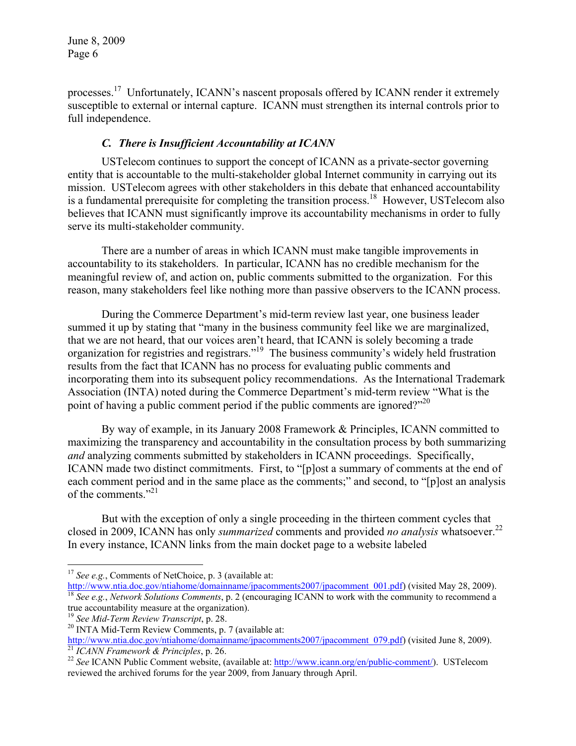processes.[17] Unfortunately, ICANN's nascent proposals offered by ICANN render it extremely susceptible to external or internal capture. ICANN must strengthen its internal controls prior to full independence.

### *C. There is Insufficient Accountability at ICANN*

USTelecom continues to support the concept of ICANN as a private-sector governing entity that is accountable to the multi-stakeholder global Internet community in carrying out its mission. USTelecom agrees with other stakeholders in this debate that enhanced accountability is a fundamental prerequisite for completing the transition process.[18] However, USTelecom also believes that ICANN must significantly improve its accountability mechanisms in order to fully serve its multi-stakeholder community.

There are a number of areas in which ICANN must make tangible improvements in accountability to its stakeholders. In particular, ICANN has no credible mechanism for the meaningful review of, and action on, public comments submitted to the organization. For this reason, many stakeholders feel like nothing more than passive observers to the ICANN process.

During the Commerce Department's mid-term review last year, one business leader summed it up by stating that "many in the business community feel like we are marginalized, that we are not heard, that our voices aren't heard, that ICANN is solely becoming a trade organization for registries and registrars."[19] The business community's widely held frustration results from the fact that ICANN has no process for evaluating public comments and incorporating them into its subsequent policy recommendations. As the International Trademark Association (INTA) noted during the Commerce Department's mid-term review "What is the point of having a public comment period if the public comments are ignored?"[20]

By way of example, in its January 2008 Framework & Principles, ICANN committed to maximizing the transparency and accountability in the consultation process by both summarizing *and* analyzing comments submitted by stakeholders in ICANN proceedings. Specifically, ICANN made two distinct commitments. First, to "[p]ost a summary of comments at the end of each comment period and in the same place as the comments;" and second, to "[p]ost an analysis of the comments."[21]

But with the exception of only a single proceeding in the thirteen comment cycles that closed in 2009, ICANN has only *summarized* comments and provided *no analysis* whatsoever.[22] In every instance, ICANN links from the main docket page to a website labeled

---

[17] *See e.g.*, Comments of NetChoice, p. 3 (available at: http://www.ntia.doc.gov/ntiahome/domainname/jpacomments2007/jpacomment_001.pdf) (visited May 28, 2009).

[18] *See e.g.*, *Network Solutions Comments*, p. 2 (encouraging ICANN to work with the community to recommend a true accountability measure at the organization).

[19] *See Mid-Term Review Transcript*, p. 28.

[20] INTA Mid-Term Review Comments, p. 7 (available at: http://www.ntia.doc.gov/ntiahome/domainname/jpacomments2007/jpacomment_079.pdf) (visited June 8, 2009).

[21] *ICANN Framework & Principles*, p. 26.

[22] *See* ICANN Public Comment website, (available at: http://www.icann.org/en/public-comment/). USTelecom reviewed the archived forums for the year 2009, from January through April.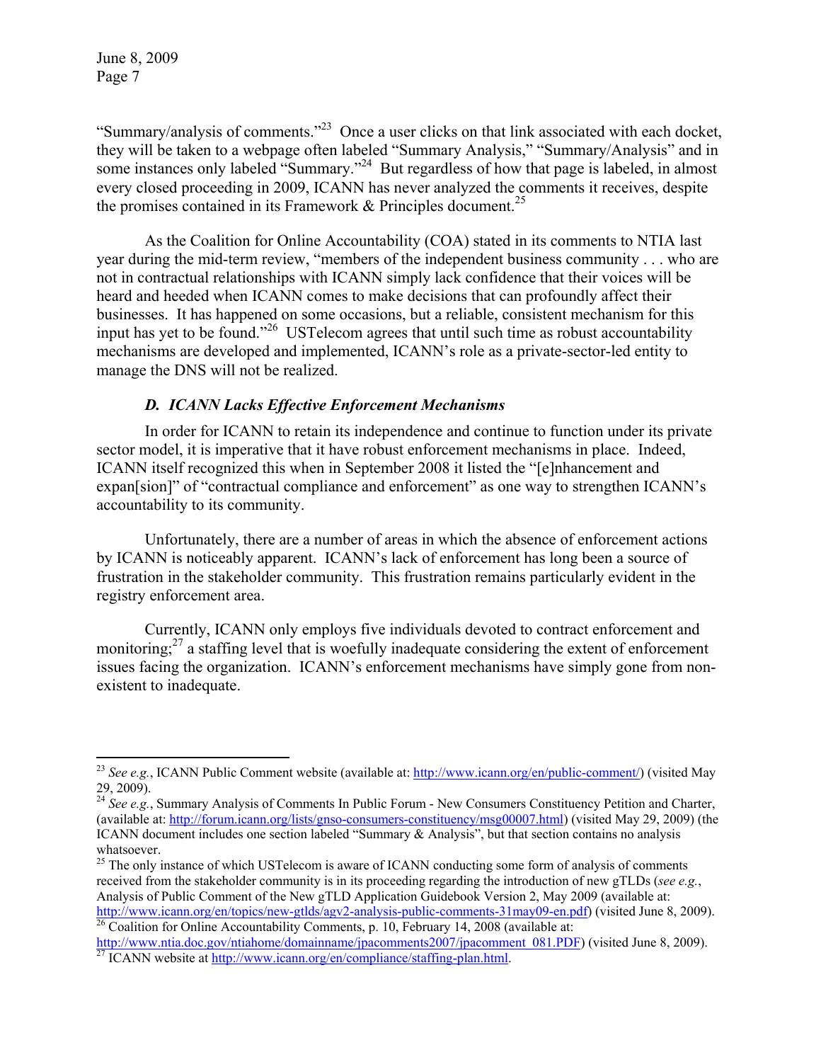"Summary/analysis of comments."[23] Once a user clicks on that link associated with each docket, they will be taken to a webpage often labeled "Summary Analysis," "Summary/Analysis" and in some instances only labeled "Summary."[24] But regardless of how that page is labeled, in almost every closed proceeding in 2009, ICANN has never analyzed the comments it receives, despite the promises contained in its Framework & Principles document.[25]

As the Coalition for Online Accountability (COA) stated in its comments to NTIA last year during the mid-term review, "members of the independent business community . . . who are not in contractual relationships with ICANN simply lack confidence that their voices will be heard and heeded when ICANN comes to make decisions that can profoundly affect their businesses. It has happened on some occasions, but a reliable, consistent mechanism for this input has yet to be found."[26] USTelecom agrees that until such time as robust accountability mechanisms are developed and implemented, ICANN's role as a private-sector-led entity to manage the DNS will not be realized.

### *D. ICANN Lacks Effective Enforcement Mechanisms*

In order for ICANN to retain its independence and continue to function under its private sector model, it is imperative that it have robust enforcement mechanisms in place. Indeed, ICANN itself recognized this when in September 2008 it listed the "[e]nhancement and expan[sion]" of "contractual compliance and enforcement" as one way to strengthen ICANN's accountability to its community.

Unfortunately, there are a number of areas in which the absence of enforcement actions by ICANN is noticeably apparent. ICANN's lack of enforcement has long been a source of frustration in the stakeholder community. This frustration remains particularly evident in the registry enforcement area.

Currently, ICANN only employs five individuals devoted to contract enforcement and monitoring;[27] a staffing level that is woefully inadequate considering the extent of enforcement issues facing the organization. ICANN's enforcement mechanisms have simply gone from non-existent to inadequate.

---

[23] *See e.g.*, ICANN Public Comment website (available at: http://www.icann.org/en/public-comment/) (visited May 29, 2009).

[24] *See e.g.*, Summary Analysis of Comments In Public Forum - New Consumers Constituency Petition and Charter, (available at: http://forum.icann.org/lists/gnso-consumers-constituency/msg00007.html) (visited May 29, 2009) (the ICANN document includes one section labeled "Summary & Analysis", but that section contains no analysis whatsoever.

[25] The only instance of which USTelecom is aware of ICANN conducting some form of analysis of comments received from the stakeholder community is in its proceeding regarding the introduction of new gTLDs (*see e.g.*, Analysis of Public Comment of the New gTLD Application Guidebook Version 2, May 2009 (available at: http://www.icann.org/en/topics/new-gtlds/agv2-analysis-public-comments-31may09-en.pdf) (visited June 8, 2009).

[26] Coalition for Online Accountability Comments, p. 10, February 14, 2008 (available at: http://www.ntia.doc.gov/ntiahome/domainname/jpacomments2007/jpacomment_081.PDF) (visited June 8, 2009).

[27] ICANN website at http://www.icann.org/en/compliance/staffing-plan.html.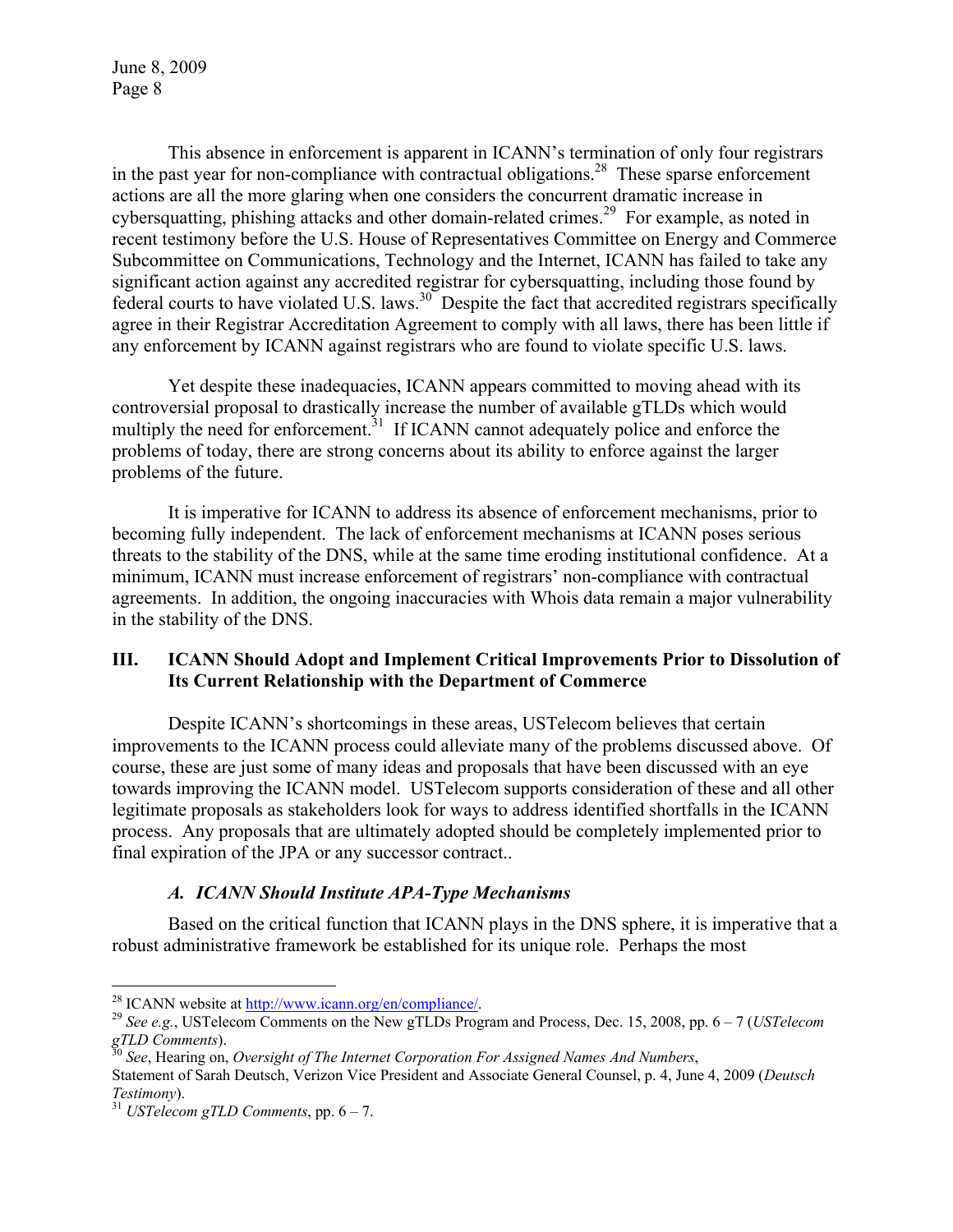This absence in enforcement is apparent in ICANN's termination of only four registrars in the past year for non-compliance with contractual obligations.[28] These sparse enforcement actions are all the more glaring when one considers the concurrent dramatic increase in cybersquatting, phishing attacks and other domain-related crimes.[29] For example, as noted in recent testimony before the U.S. House of Representatives Committee on Energy and Commerce Subcommittee on Communications, Technology and the Internet, ICANN has failed to take any significant action against any accredited registrar for cybersquatting, including those found by federal courts to have violated U.S. laws.[30] Despite the fact that accredited registrars specifically agree in their Registrar Accreditation Agreement to comply with all laws, there has been little if any enforcement by ICANN against registrars who are found to violate specific U.S. laws.

Yet despite these inadequacies, ICANN appears committed to moving ahead with its controversial proposal to drastically increase the number of available gTLDs which would multiply the need for enforcement.[31] If ICANN cannot adequately police and enforce the problems of today, there are strong concerns about its ability to enforce against the larger problems of the future.

It is imperative for ICANN to address its absence of enforcement mechanisms, prior to becoming fully independent. The lack of enforcement mechanisms at ICANN poses serious threats to the stability of the DNS, while at the same time eroding institutional confidence. At a minimum, ICANN must increase enforcement of registrars' non-compliance with contractual agreements. In addition, the ongoing inaccuracies with Whois data remain a major vulnerability in the stability of the DNS.

## III. ICANN Should Adopt and Implement Critical Improvements Prior to Dissolution of Its Current Relationship with the Department of Commerce

Despite ICANN's shortcomings in these areas, USTelecom believes that certain improvements to the ICANN process could alleviate many of the problems discussed above. Of course, these are just some of many ideas and proposals that have been discussed with an eye towards improving the ICANN model. USTelecom supports consideration of these and all other legitimate proposals as stakeholders look for ways to address identified shortfalls in the ICANN process. Any proposals that are ultimately adopted should be completely implemented prior to final expiration of the JPA or any successor contract..

### *A. ICANN Should Institute APA-Type Mechanisms*

Based on the critical function that ICANN plays in the DNS sphere, it is imperative that a robust administrative framework be established for its unique role. Perhaps the most

---

[28] ICANN website at http://www.icann.org/en/compliance/.

[29] *See e.g.*, USTelecom Comments on the New gTLDs Program and Process, Dec. 15, 2008, pp. 6 – 7 (*USTelecom gTLD Comments*).

[30] *See*, Hearing on, *Oversight of The Internet Corporation For Assigned Names And Numbers*, Statement of Sarah Deutsch, Verizon Vice President and Associate General Counsel, p. 4, June 4, 2009 (*Deutsch Testimony*).

[31] *USTelecom gTLD Comments*, pp. 6 – 7.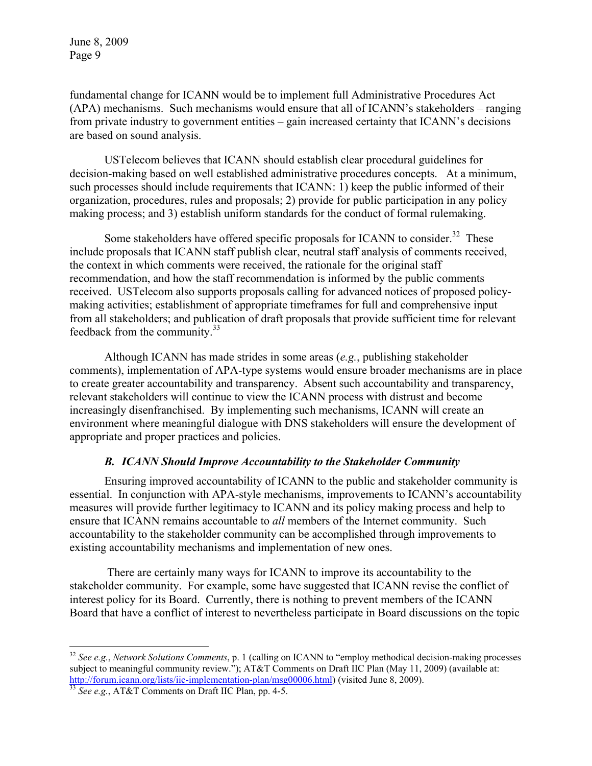fundamental change for ICANN would be to implement full Administrative Procedures Act (APA) mechanisms. Such mechanisms would ensure that all of ICANN's stakeholders – ranging from private industry to government entities – gain increased certainty that ICANN's decisions are based on sound analysis.

USTelecom believes that ICANN should establish clear procedural guidelines for decision-making based on well established administrative procedures concepts. At a minimum, such processes should include requirements that ICANN: 1) keep the public informed of their organization, procedures, rules and proposals; 2) provide for public participation in any policy making process; and 3) establish uniform standards for the conduct of formal rulemaking.

Some stakeholders have offered specific proposals for ICANN to consider.[32] These include proposals that ICANN staff publish clear, neutral staff analysis of comments received, the context in which comments were received, the rationale for the original staff recommendation, and how the staff recommendation is informed by the public comments received. USTelecom also supports proposals calling for advanced notices of proposed policy-making activities; establishment of appropriate timeframes for full and comprehensive input from all stakeholders; and publication of draft proposals that provide sufficient time for relevant feedback from the community.[33]

Although ICANN has made strides in some areas (*e.g.*, publishing stakeholder comments), implementation of APA-type systems would ensure broader mechanisms are in place to create greater accountability and transparency. Absent such accountability and transparency, relevant stakeholders will continue to view the ICANN process with distrust and become increasingly disenfranchised. By implementing such mechanisms, ICANN will create an environment where meaningful dialogue with DNS stakeholders will ensure the development of appropriate and proper practices and policies.

### *B. ICANN Should Improve Accountability to the Stakeholder Community*

Ensuring improved accountability of ICANN to the public and stakeholder community is essential. In conjunction with APA-style mechanisms, improvements to ICANN's accountability measures will provide further legitimacy to ICANN and its policy making process and help to ensure that ICANN remains accountable to *all* members of the Internet community. Such accountability to the stakeholder community can be accomplished through improvements to existing accountability mechanisms and implementation of new ones.

There are certainly many ways for ICANN to improve its accountability to the stakeholder community. For example, some have suggested that ICANN revise the conflict of interest policy for its Board. Currently, there is nothing to prevent members of the ICANN Board that have a conflict of interest to nevertheless participate in Board discussions on the topic

---

[32] *See e.g.*, *Network Solutions Comments*, p. 1 (calling on ICANN to "employ methodical decision-making processes subject to meaningful community review."); AT&T Comments on Draft IIC Plan (May 11, 2009) (available at: http://forum.icann.org/lists/iic-implementation-plan/msg00006.html) (visited June 8, 2009).

[33] *See e.g.*, AT&T Comments on Draft IIC Plan, pp. 4-5.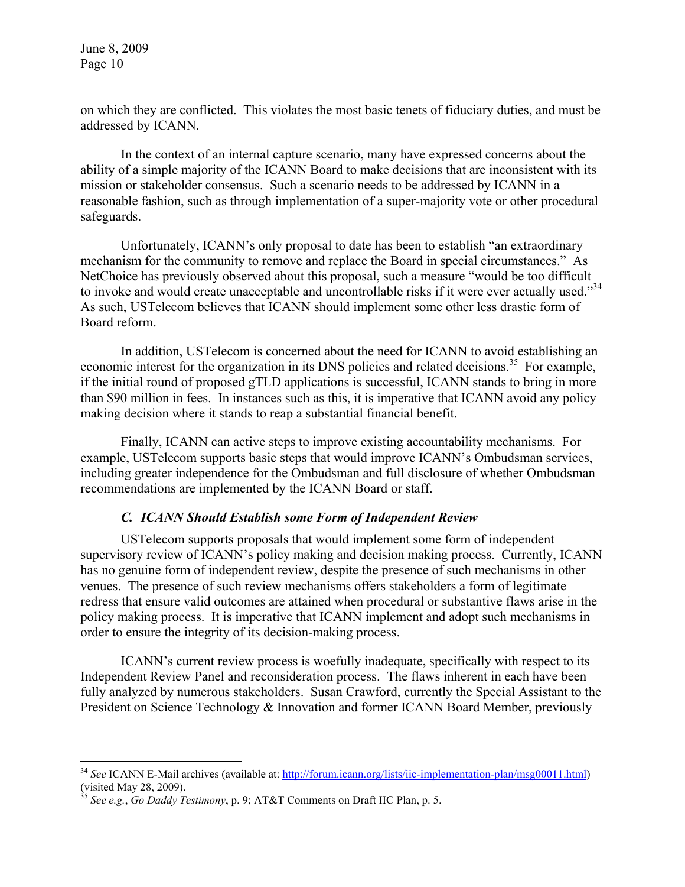on which they are conflicted. This violates the most basic tenets of fiduciary duties, and must be addressed by ICANN.

In the context of an internal capture scenario, many have expressed concerns about the ability of a simple majority of the ICANN Board to make decisions that are inconsistent with its mission or stakeholder consensus. Such a scenario needs to be addressed by ICANN in a reasonable fashion, such as through implementation of a super-majority vote or other procedural safeguards.

Unfortunately, ICANN's only proposal to date has been to establish "an extraordinary mechanism for the community to remove and replace the Board in special circumstances." As NetChoice has previously observed about this proposal, such a measure "would be too difficult to invoke and would create unacceptable and uncontrollable risks if it were ever actually used."[34] As such, USTelecom believes that ICANN should implement some other less drastic form of Board reform.

In addition, USTelecom is concerned about the need for ICANN to avoid establishing an economic interest for the organization in its DNS policies and related decisions.[35] For example, if the initial round of proposed gTLD applications is successful, ICANN stands to bring in more than $90 million in fees. In instances such as this, it is imperative that ICANN avoid any policy making decision where it stands to reap a substantial financial benefit.

Finally, ICANN can active steps to improve existing accountability mechanisms. For example, USTelecom supports basic steps that would improve ICANN's Ombudsman services, including greater independence for the Ombudsman and full disclosure of whether Ombudsman recommendations are implemented by the ICANN Board or staff.

### *C. ICANN Should Establish some Form of Independent Review*

USTelecom supports proposals that would implement some form of independent supervisory review of ICANN's policy making and decision making process. Currently, ICANN has no genuine form of independent review, despite the presence of such mechanisms in other venues. The presence of such review mechanisms offers stakeholders a form of legitimate redress that ensure valid outcomes are attained when procedural or substantive flaws arise in the policy making process. It is imperative that ICANN implement and adopt such mechanisms in order to ensure the integrity of its decision-making process.

ICANN's current review process is woefully inadequate, specifically with respect to its Independent Review Panel and reconsideration process. The flaws inherent in each have been fully analyzed by numerous stakeholders. Susan Crawford, currently the Special Assistant to the President on Science Technology & Innovation and former ICANN Board Member, previously

---

[34] *See* ICANN E-Mail archives (available at: http://forum.icann.org/lists/iic-implementation-plan/msg00011.html) (visited May 28, 2009).

[35] *See e.g.*, *Go Daddy Testimony*, p. 9; AT&T Comments on Draft IIC Plan, p. 5.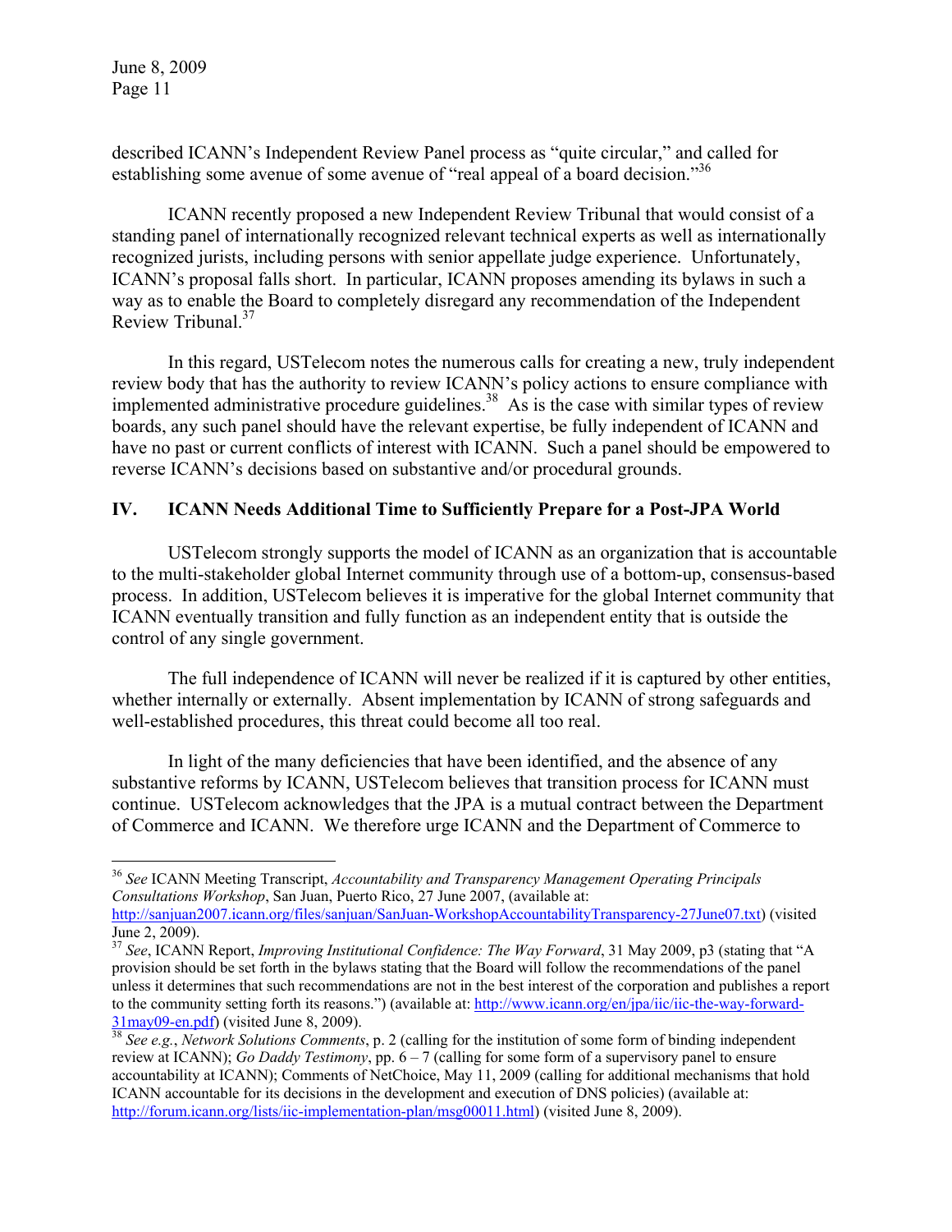described ICANN's Independent Review Panel process as "quite circular," and called for establishing some avenue of some avenue of "real appeal of a board decision."[36]

ICANN recently proposed a new Independent Review Tribunal that would consist of a standing panel of internationally recognized relevant technical experts as well as internationally recognized jurists, including persons with senior appellate judge experience. Unfortunately, ICANN's proposal falls short. In particular, ICANN proposes amending its bylaws in such a way as to enable the Board to completely disregard any recommendation of the Independent Review Tribunal.[37]

In this regard, USTelecom notes the numerous calls for creating a new, truly independent review body that has the authority to review ICANN's policy actions to ensure compliance with implemented administrative procedure guidelines.[38] As is the case with similar types of review boards, any such panel should have the relevant expertise, be fully independent of ICANN and have no past or current conflicts of interest with ICANN. Such a panel should be empowered to reverse ICANN's decisions based on substantive and/or procedural grounds.

## IV. ICANN Needs Additional Time to Sufficiently Prepare for a Post-JPA World

USTelecom strongly supports the model of ICANN as an organization that is accountable to the multi-stakeholder global Internet community through use of a bottom-up, consensus-based process. In addition, USTelecom believes it is imperative for the global Internet community that ICANN eventually transition and fully function as an independent entity that is outside the control of any single government.

The full independence of ICANN will never be realized if it is captured by other entities, whether internally or externally. Absent implementation by ICANN of strong safeguards and well-established procedures, this threat could become all too real.

In light of the many deficiencies that have been identified, and the absence of any substantive reforms by ICANN, USTelecom believes that transition process for ICANN must continue. USTelecom acknowledges that the JPA is a mutual contract between the Department of Commerce and ICANN. We therefore urge ICANN and the Department of Commerce to

---

[36] *See* ICANN Meeting Transcript, *Accountability and Transparency Management Operating Principals Consultations Workshop*, San Juan, Puerto Rico, 27 June 2007, (available at: http://sanjuan2007.icann.org/files/sanjuan/SanJuan-WorkshopAccountabilityTransparency-27June07.txt) (visited June 2, 2009).

[37] *See*, ICANN Report, *Improving Institutional Confidence: The Way Forward*, 31 May 2009, p3 (stating that "A provision should be set forth in the bylaws stating that the Board will follow the recommendations of the panel unless it determines that such recommendations are not in the best interest of the corporation and publishes a report to the community setting forth its reasons.") (available at: http://www.icann.org/en/jpa/iic/iic-the-way-forward-31may09-en.pdf) (visited June 8, 2009).

[38] *See e.g.*, *Network Solutions Comments*, p. 2 (calling for the institution of some form of binding independent review at ICANN); *Go Daddy Testimony*, pp. 6 – 7 (calling for some form of a supervisory panel to ensure accountability at ICANN); Comments of NetChoice, May 11, 2009 (calling for additional mechanisms that hold ICANN accountable for its decisions in the development and execution of DNS policies) (available at: http://forum.icann.org/lists/iic-implementation-plan/msg00011.html) (visited June 8, 2009).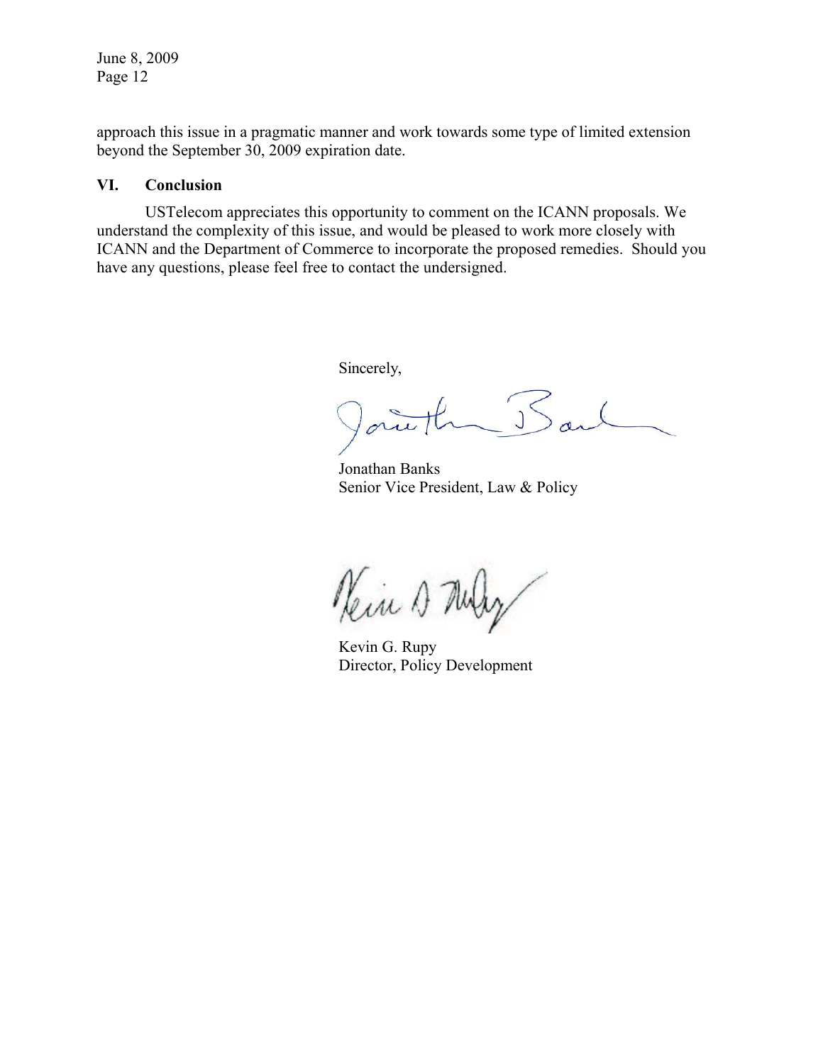approach this issue in a pragmatic manner and work towards some type of limited extension beyond the September 30, 2009 expiration date.

## VI. Conclusion

USTelecom appreciates this opportunity to comment on the ICANN proposals. We understand the complexity of this issue, and would be pleased to work more closely with ICANN and the Department of Commerce to incorporate the proposed remedies. Should you have any questions, please feel free to contact the undersigned.

Sincerely,

Jonathan Banks
Senior Vice President, Law & Policy

Kevin G. Rupy
Director, Policy Development